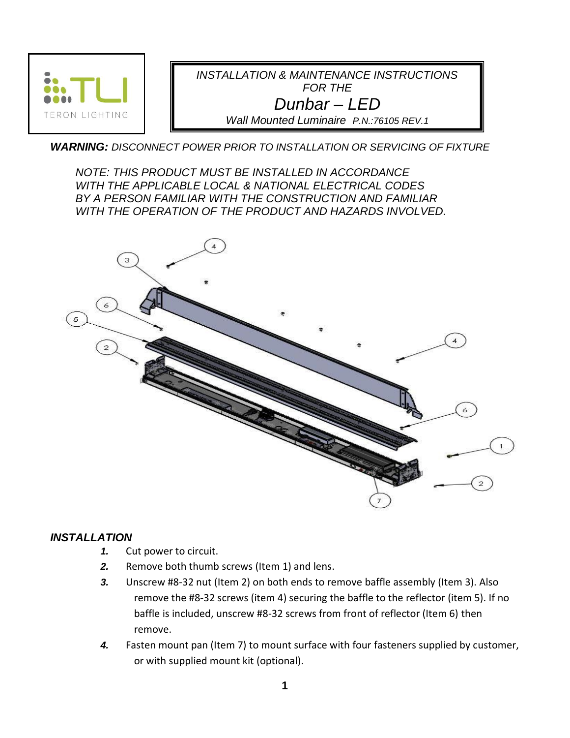TERON LIGHTING

*INSTALLATION & MAINTENANCE INSTRUCTIONS FOR THE*

# *Dunbar – LED*

*Wall Mounted Luminaire P.N.:76105 REV.1*

***WARNING:*** *DISCONNECT POWER PRIOR TO INSTALLATION OR SERVICING OF FIXTURE*

*NOTE: THIS PRODUCT MUST BE INSTALLED IN ACCORDANCE WITH THE APPLICABLE LOCAL & NATIONAL ELECTRICAL CODES BY A PERSON FAMILIAR WITH THE CONSTRUCTION AND FAMILIAR WITH THE OPERATION OF THE PRODUCT AND HAZARDS INVOLVED.*

## *INSTALLATION*

1. Cut power to circuit.
2. Remove both thumb screws (Item 1) and lens.
3. Unscrew #8-32 nut (Item 2) on both ends to remove baffle assembly (Item 3). Also remove the #8-32 screws (item 4) securing the baffle to the reflector (item 5). If no baffle is included, unscrew #8-32 screws from front of reflector (Item 6) then remove.
4. Fasten mount pan (Item 7) to mount surface with four fasteners supplied by customer, or with supplied mount kit (optional).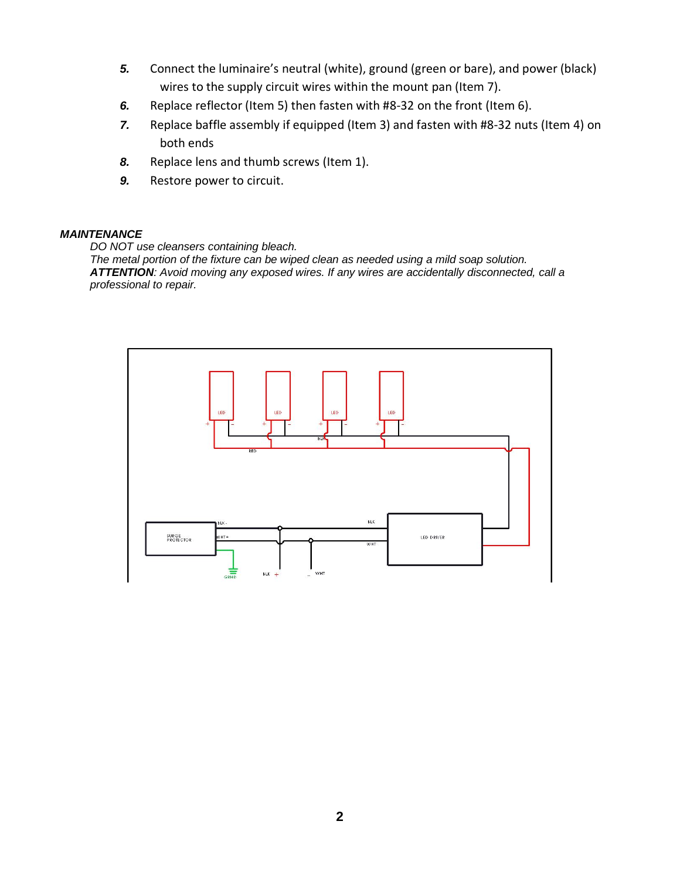5. Connect the luminaire's neutral (white), ground (green or bare), and power (black) wires to the supply circuit wires within the mount pan (Item 7).
6. Replace reflector (Item 5) then fasten with #8-32 on the front (Item 6).
7. Replace baffle assembly if equipped (Item 3) and fasten with #8-32 nuts (Item 4) on both ends
8. Replace lens and thumb screws (Item 1).
9. Restore power to circuit.

***MAINTENANCE***

*DO NOT use cleansers containing bleach.*
*The metal portion of the fixture can be wiped clean as needed using a mild soap solution.*
***ATTENTION****: Avoid moving any exposed wires. If any wires are accidentally disconnected, call a professional to repair.*

LED
LED
LED
LED
+ -
+ -
+ -
+ -
BLK
RED
SURGE PROTECTOR
BLK -
WHT +
GRND
BLK
WHT
LED DRIVER
BLK +
- WHT